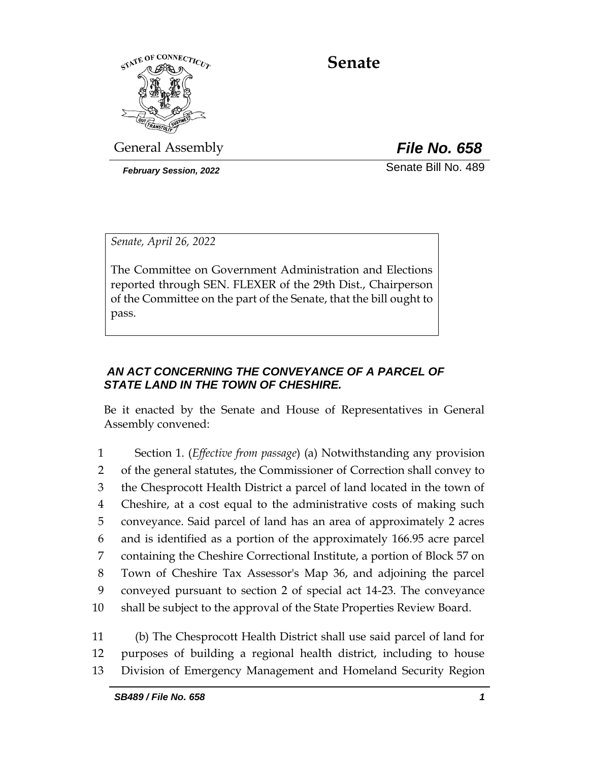# Senate

General Assembly

***File No. 658***

***February Session, 2022***

Senate Bill No. 489

*Senate, April 26, 2022*

The Committee on Government Administration and Elections reported through SEN. FLEXER of the 29th Dist., Chairperson of the Committee on the part of the Senate, that the bill ought to pass.

***AN ACT CONCERNING THE CONVEYANCE OF A PARCEL OF STATE LAND IN THE TOWN OF CHESHIRE.***

Be it enacted by the Senate and House of Representatives in General Assembly convened:

1 Section 1. (*Effective from passage*) (a) Notwithstanding any provision
2 of the general statutes, the Commissioner of Correction shall convey to
3 the Chesprocott Health District a parcel of land located in the town of
4 Cheshire, at a cost equal to the administrative costs of making such
5 conveyance. Said parcel of land has an area of approximately 2 acres
6 and is identified as a portion of the approximately 166.95 acre parcel
7 containing the Cheshire Correctional Institute, a portion of Block 57 on
8 Town of Cheshire Tax Assessor's Map 36, and adjoining the parcel
9 conveyed pursuant to section 2 of special act 14-23. The conveyance
10 shall be subject to the approval of the State Properties Review Board.

11 (b) The Chesprocott Health District shall use said parcel of land for
12 purposes of building a regional health district, including to house
13 Division of Emergency Management and Homeland Security Region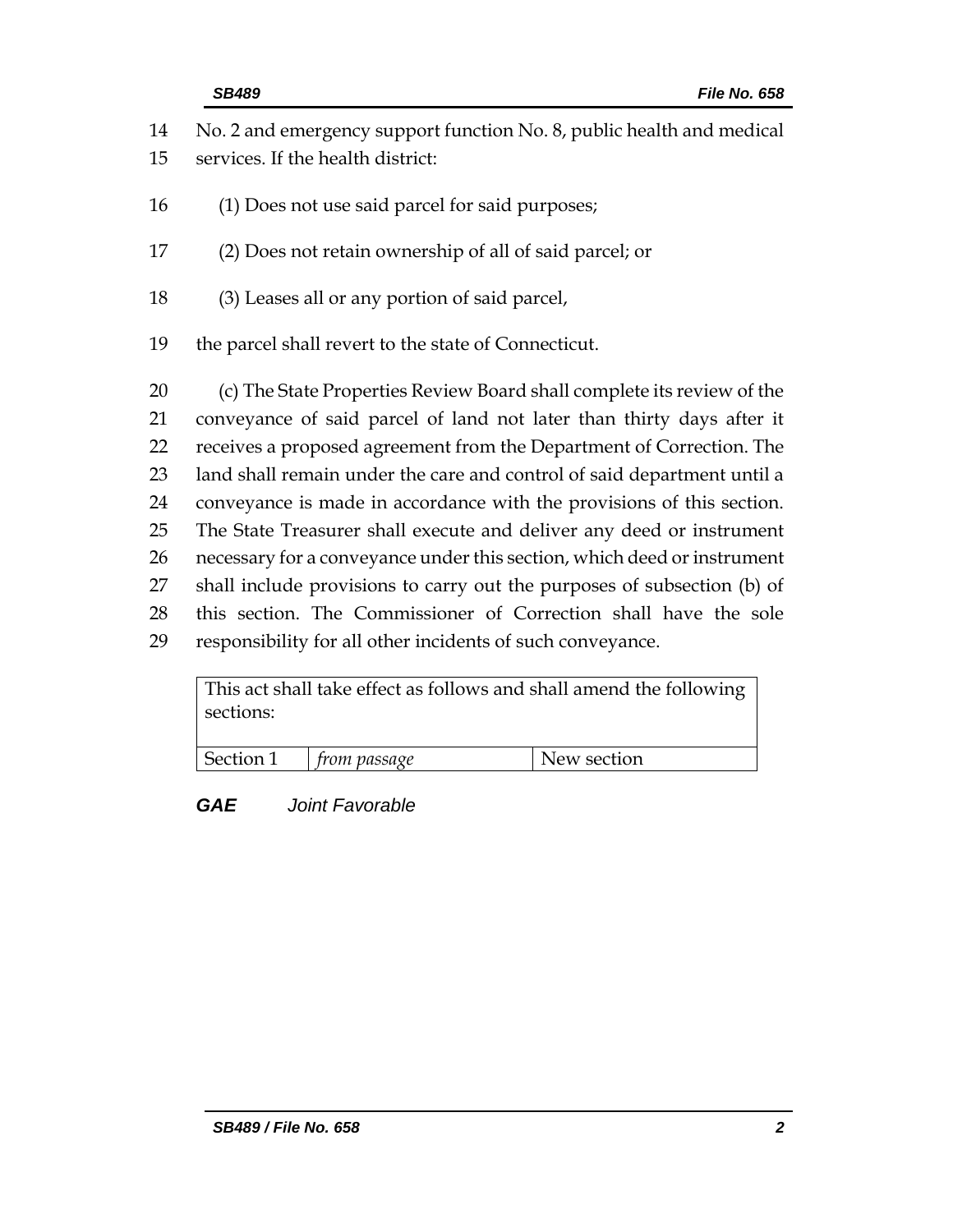No. 2 and emergency support function No. 8, public health and medical services. If the health district:

(1) Does not use said parcel for said purposes;

(2) Does not retain ownership of all of said parcel; or

(3) Leases all or any portion of said parcel,

the parcel shall revert to the state of Connecticut.

(c) The State Properties Review Board shall complete its review of the conveyance of said parcel of land not later than thirty days after it receives a proposed agreement from the Department of Correction. The land shall remain under the care and control of said department until a conveyance is made in accordance with the provisions of this section. The State Treasurer shall execute and deliver any deed or instrument necessary for a conveyance under this section, which deed or instrument shall include provisions to carry out the purposes of subsection (b) of this section. The Commissioner of Correction shall have the sole responsibility for all other incidents of such conveyance.

| This act shall take effect as follows and shall amend the following sections: | | |
|---|---|---|
| Section 1 | *from passage* | New section |

***GAE*** *Joint Favorable*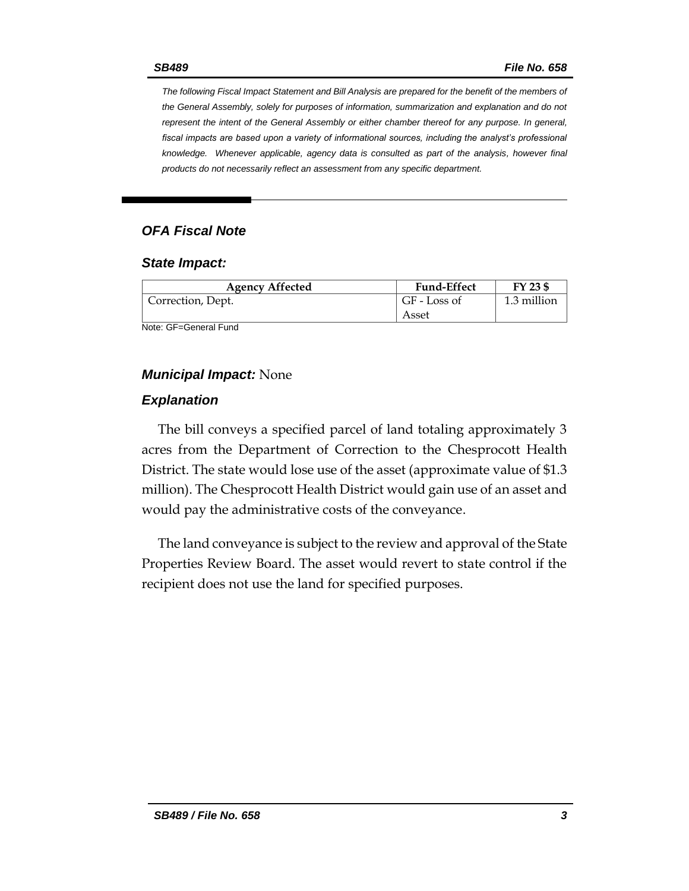*The following Fiscal Impact Statement and Bill Analysis are prepared for the benefit of the members of the General Assembly, solely for purposes of information, summarization and explanation and do not represent the intent of the General Assembly or either chamber thereof for any purpose. In general, fiscal impacts are based upon a variety of informational sources, including the analyst's professional knowledge. Whenever applicable, agency data is consulted as part of the analysis, however final products do not necessarily reflect an assessment from any specific department.*

## *OFA Fiscal Note*

### *State Impact:*

| Agency Affected | Fund-Effect | FY 23 $ |
|---|---|---|
| Correction, Dept. | GF - Loss of Asset | 1.3 million |

Note: GF=General Fund

### *Municipal Impact:* None

### *Explanation*

The bill conveys a specified parcel of land totaling approximately 3 acres from the Department of Correction to the Chesprocott Health District. The state would lose use of the asset (approximate value of $1.3 million). The Chesprocott Health District would gain use of an asset and would pay the administrative costs of the conveyance.

The land conveyance is subject to the review and approval of the State Properties Review Board. The asset would revert to state control if the recipient does not use the land for specified purposes.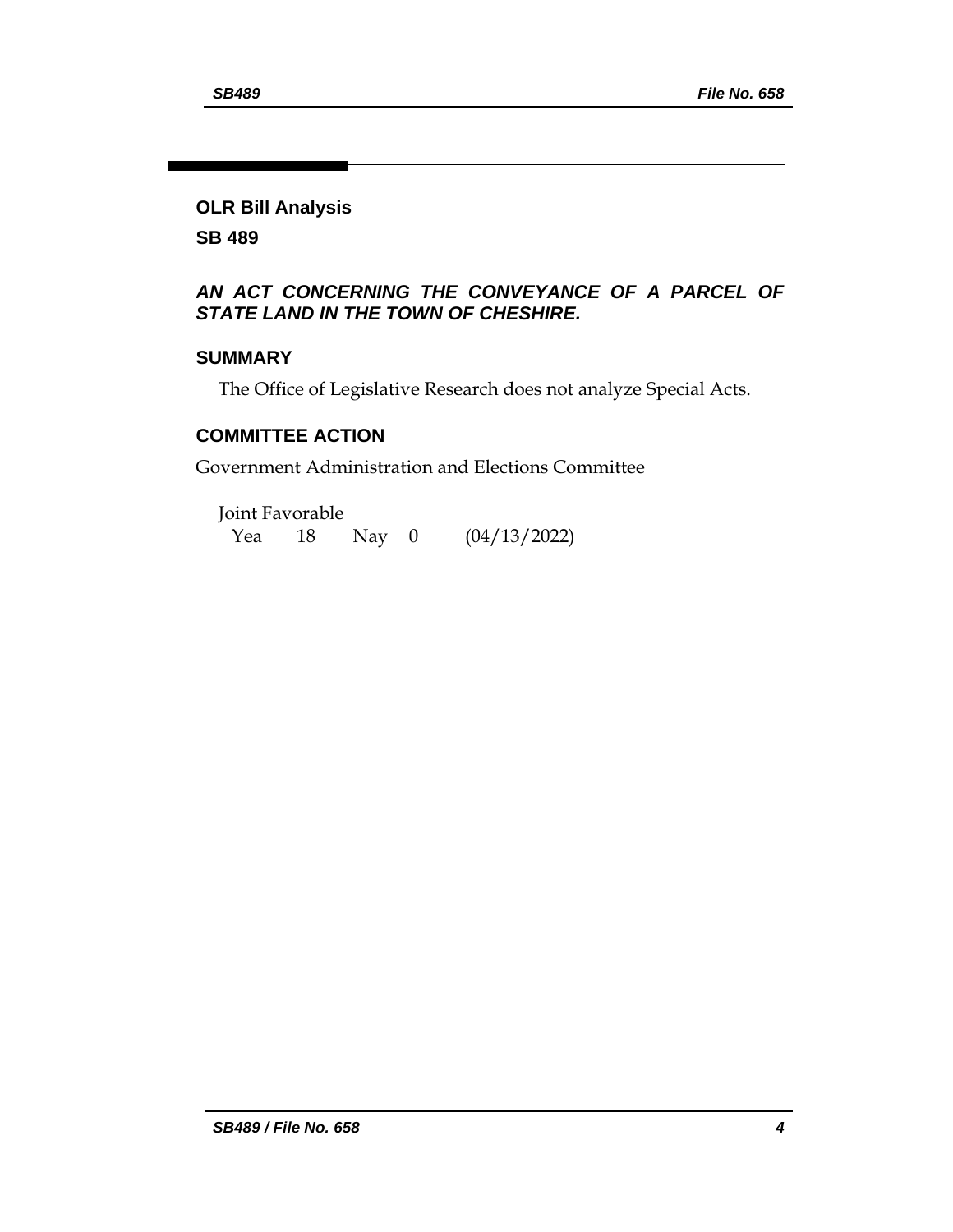## OLR Bill Analysis

## SB 489

### *AN ACT CONCERNING THE CONVEYANCE OF A PARCEL OF STATE LAND IN THE TOWN OF CHESHIRE.*

### SUMMARY

The Office of Legislative Research does not analyze Special Acts.

### COMMITTEE ACTION

Government Administration and Elections Committee

| | | | | |
|---|---|---|---|---|
| Joint Favorable | | | | |
| Yea | 18 | Nay | 0 | (04/13/2022) |